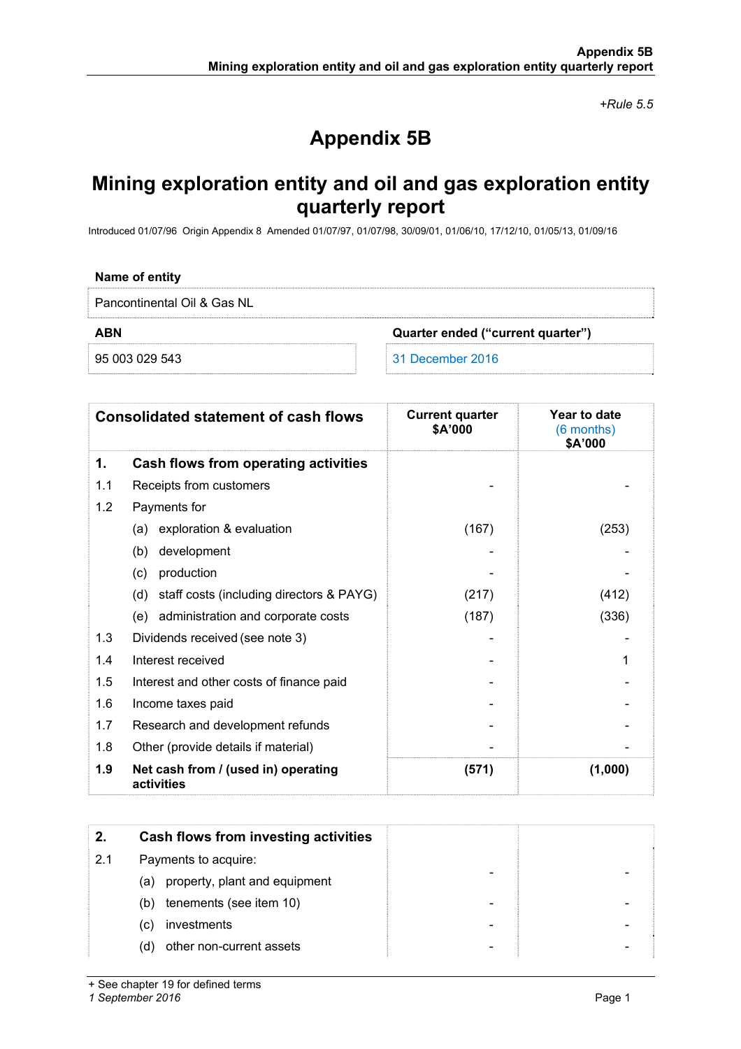*+Rule 5.5*

# Appendix 5B

## Mining exploration entity and oil and gas exploration entity quarterly report

Introduced 01/07/96 Origin Appendix 8 Amended 01/07/97, 01/07/98, 30/09/01, 01/06/10, 17/12/10, 01/05/13, 01/09/16

| Name of entity | |
|---|---|
| Pancontinental Oil & Gas NL | |
| **ABN** | **Quarter ended ("current quarter")** |
| 95 003 029 543 | 31 December 2016 |

| | **Consolidated statement of cash flows** | **Current quarter $A'000** | **Year to date (6 months) $A'000** |
|---|---|---|---|
| **1.** | **Cash flows from operating activities** | | |
| 1.1 | Receipts from customers | - | - |
| 1.2 | Payments for | | |
| | (a) exploration & evaluation | (167) | (253) |
| | (b) development | - | - |
| | (c) production | - | - |
| | (d) staff costs (including directors & PAYG) | (217) | (412) |
| | (e) administration and corporate costs | (187) | (336) |
| 1.3 | Dividends received (see note 3) | - | - |
| 1.4 | Interest received | - | 1 |
| 1.5 | Interest and other costs of finance paid | - | - |
| 1.6 | Income taxes paid | - | - |
| 1.7 | Research and development refunds | - | - |
| 1.8 | Other (provide details if material) | - | - |
| **1.9** | **Net cash from / (used in) operating activities** | **(571)** | **(1,000)** |

| | | | |
|---|---|---|---|
| **2.** | **Cash flows from investing activities** | | |
| 2.1 | Payments to acquire: | | |
| | (a) property, plant and equipment | - | - |
| | (b) tenements (see item 10) | - | - |
| | (c) investments | - | - |
| | (d) other non-current assets | - | - |

+ See chapter 19 for defined terms
*1 September 2016*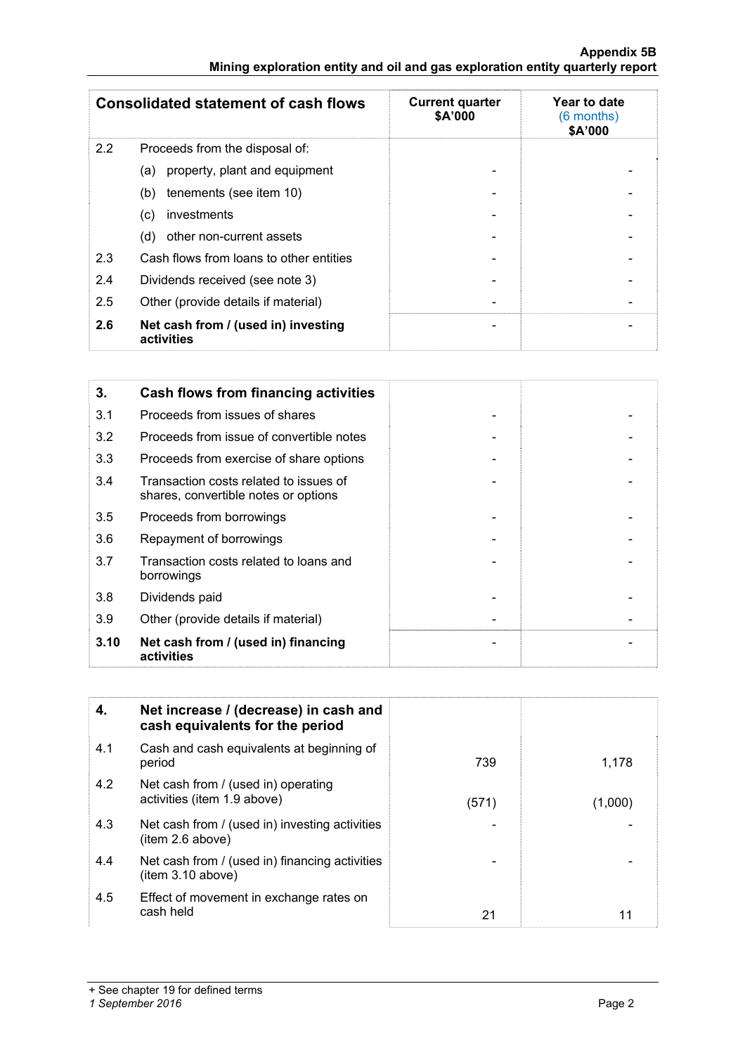| Consolidated statement of cash flows | | Current quarter $A'000 | Year to date (6 months) $A'000 |
|---|---|---|---|
| 2.2 | Proceeds from the disposal of: | | |
| | (a) property, plant and equipment | - | - |
| | (b) tenements (see item 10) | - | - |
| | (c) investments | - | - |
| | (d) other non-current assets | - | - |
| 2.3 | Cash flows from loans to other entities | - | - |
| 2.4 | Dividends received (see note 3) | - | - |
| 2.5 | Other (provide details if material) | - | - |
| **2.6** | **Net cash from / (used in) investing activities** | - | - |

| **3.** | **Cash flows from financing activities** | | |
|---|---|---|---|
| 3.1 | Proceeds from issues of shares | - | - |
| 3.2 | Proceeds from issue of convertible notes | - | - |
| 3.3 | Proceeds from exercise of share options | - | - |
| 3.4 | Transaction costs related to issues of shares, convertible notes or options | - | - |
| 3.5 | Proceeds from borrowings | - | - |
| 3.6 | Repayment of borrowings | - | - |
| 3.7 | Transaction costs related to loans and borrowings | - | - |
| 3.8 | Dividends paid | - | - |
| 3.9 | Other (provide details if material) | - | - |
| **3.10** | **Net cash from / (used in) financing activities** | - | - |

| **4.** | **Net increase / (decrease) in cash and cash equivalents for the period** | | |
|---|---|---|---|
| 4.1 | Cash and cash equivalents at beginning of period | 739 | 1,178 |
| 4.2 | Net cash from / (used in) operating activities (item 1.9 above) | (571) | (1,000) |
| 4.3 | Net cash from / (used in) investing activities (item 2.6 above) | - | - |
| 4.4 | Net cash from / (used in) financing activities (item 3.10 above) | - | - |
| 4.5 | Effect of movement in exchange rates on cash held | 21 | 11 |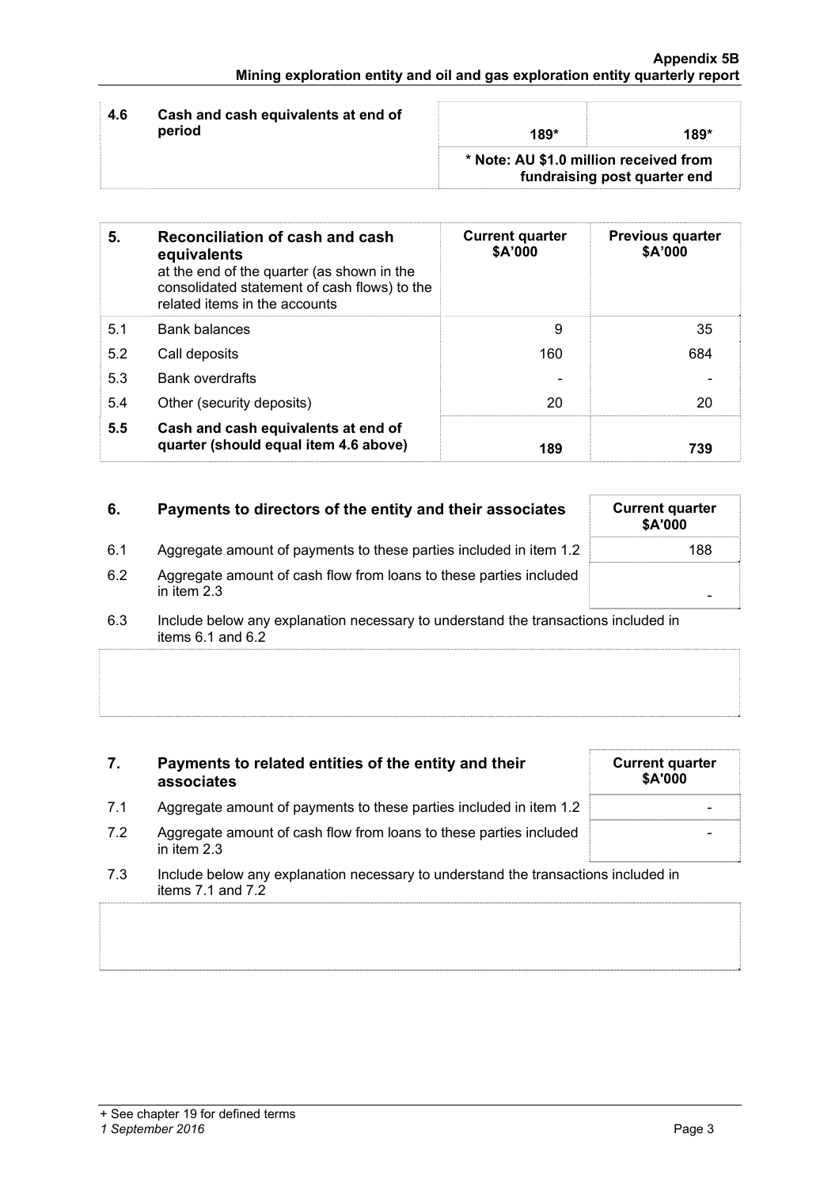| 4.6 | Cash and cash equivalents at end of period | 189* | 189* |
|---|---|---|---|
| | | * Note: AU $1.0 million received from fundraising post quarter end | |

| 5. | **Reconciliation of cash and cash equivalents** at the end of the quarter (as shown in the consolidated statement of cash flows) to the related items in the accounts | **Current quarter $A'000** | **Previous quarter $A'000** |
|---|---|---|---|
| 5.1 | Bank balances | 9 | 35 |
| 5.2 | Call deposits | 160 | 684 |
| 5.3 | Bank overdrafts | - | - |
| 5.4 | Other (security deposits) | 20 | 20 |
| **5.5** | **Cash and cash equivalents at end of quarter (should equal item 4.6 above)** | **189** | **739** |

| 6. | **Payments to directors of the entity and their associates** | **Current quarter $A'000** |
|---|---|---|
| 6.1 | Aggregate amount of payments to these parties included in item 1.2 | 188 |
| 6.2 | Aggregate amount of cash flow from loans to these parties included in item 2.3 | - |

6.3 Include below any explanation necessary to understand the transactions included in items 6.1 and 6.2

| 7. | **Payments to related entities of the entity and their associates** | **Current quarter $A'000** |
|---|---|---|
| 7.1 | Aggregate amount of payments to these parties included in item 1.2 | - |
| 7.2 | Aggregate amount of cash flow from loans to these parties included in item 2.3 | - |

7.3 Include below any explanation necessary to understand the transactions included in items 7.1 and 7.2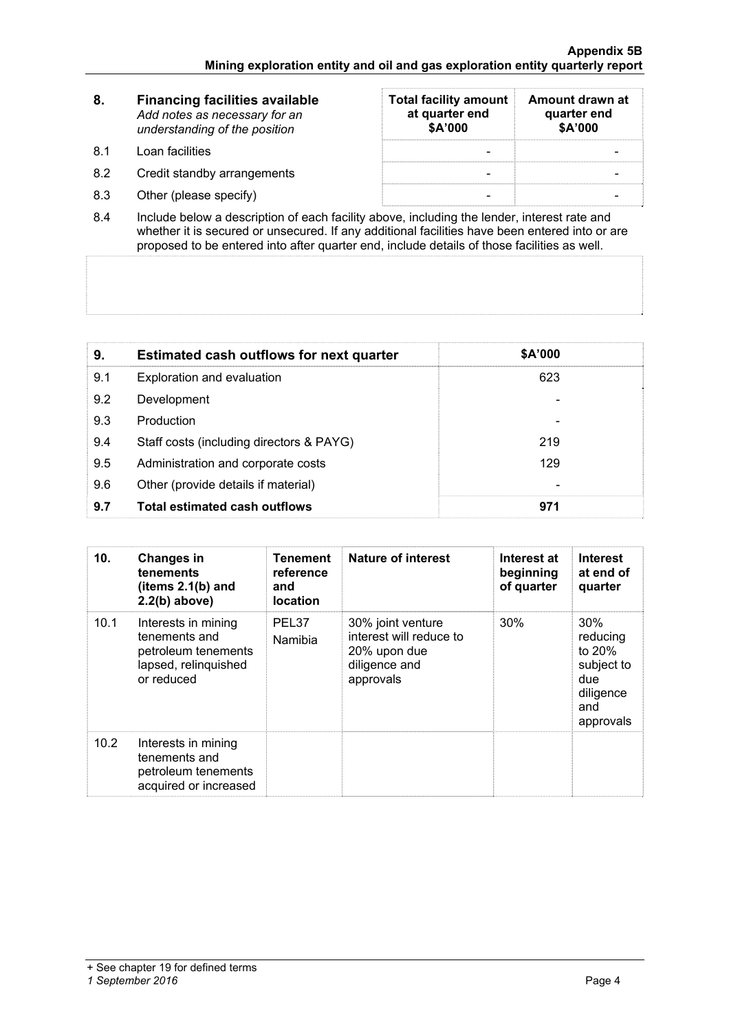| 8. | **Financing facilities available** *Add notes as necessary for an understanding of the position* | **Total facility amount at quarter end $A'000** | **Amount drawn at quarter end $A'000** |
|---|---|---|---|
| 8.1 | Loan facilities | - | - |
| 8.2 | Credit standby arrangements | - | - |
| 8.3 | Other (please specify) | - | - |

8.4 Include below a description of each facility above, including the lender, interest rate and whether it is secured or unsecured. If any additional facilities have been entered into or are proposed to be entered into after quarter end, include details of those facilities as well.

| 9. | **Estimated cash outflows for next quarter** | **$A'000** |
|---|---|---|
| 9.1 | Exploration and evaluation | 623 |
| 9.2 | Development | - |
| 9.3 | Production | - |
| 9.4 | Staff costs (including directors & PAYG) | 219 |
| 9.5 | Administration and corporate costs | 129 |
| 9.6 | Other (provide details if material) | - |
| **9.7** | **Total estimated cash outflows** | **971** |

| 10. | **Changes in tenements (items 2.1(b) and 2.2(b) above)** | **Tenement reference and location** | **Nature of interest** | **Interest at beginning of quarter** | **Interest at end of quarter** |
|---|---|---|---|---|---|
| 10.1 | Interests in mining tenements and petroleum tenements lapsed, relinquished or reduced | PEL37 Namibia | 30% joint venture interest will reduce to 20% upon due diligence and approvals | 30% | 30% reducing to 20% subject to due diligence and approvals |
| 10.2 | Interests in mining tenements and petroleum tenements acquired or increased | | | | |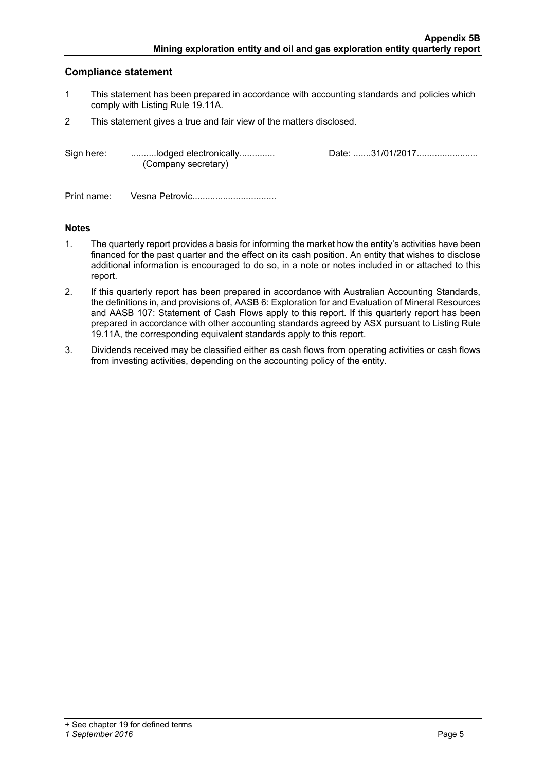## Compliance statement

1 This statement has been prepared in accordance with accounting standards and policies which comply with Listing Rule 19.11A.

2 This statement gives a true and fair view of the matters disclosed.

Sign here: ..........lodged electronically............. Date: .......31/01/2017........................
(Company secretary)

Print name: Vesna Petrovic................................

**Notes**

1. The quarterly report provides a basis for informing the market how the entity's activities have been financed for the past quarter and the effect on its cash position. An entity that wishes to disclose additional information is encouraged to do so, in a note or notes included in or attached to this report.
2. If this quarterly report has been prepared in accordance with Australian Accounting Standards, the definitions in, and provisions of, AASB 6: Exploration for and Evaluation of Mineral Resources and AASB 107: Statement of Cash Flows apply to this report. If this quarterly report has been prepared in accordance with other accounting standards agreed by ASX pursuant to Listing Rule 19.11A, the corresponding equivalent standards apply to this report.
3. Dividends received may be classified either as cash flows from operating activities or cash flows from investing activities, depending on the accounting policy of the entity.